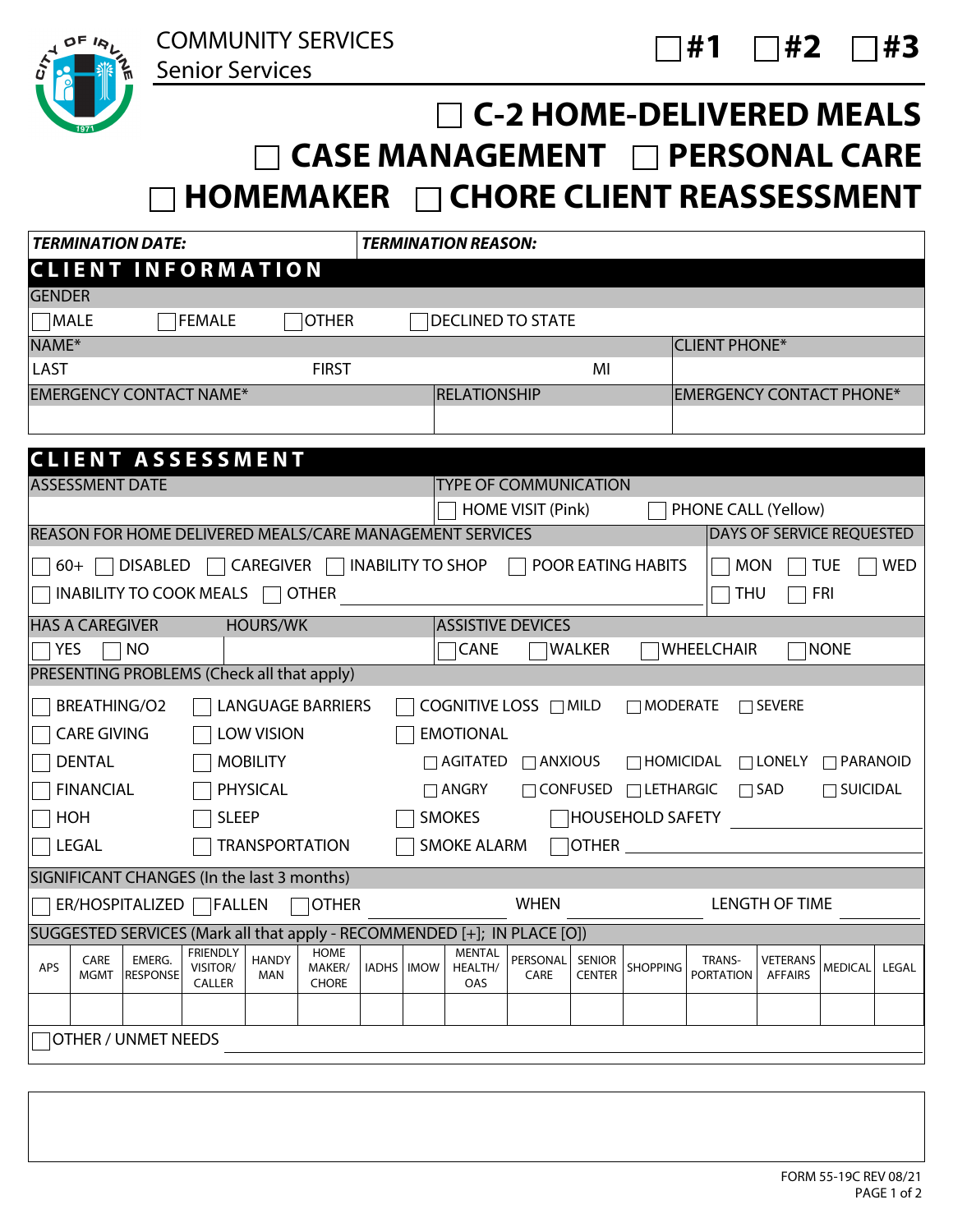COMMUNITY SERVICES
Senior Services

☐ #1 ☐ #2 ☐ #3

# ☐ C-2 HOME-DELIVERED MEALS
# ☐ CASE MANAGEMENT ☐ PERSONAL CARE
# ☐ HOMEMAKER ☐ CHORE CLIENT REASSESSMENT

***TERMINATION DATE:*** | ***TERMINATION REASON:***

## CLIENT INFORMATION

GENDER

☐ MALE ☐ FEMALE ☐ OTHER ☐ DECLINED TO STATE

| NAME* | | | CLIENT PHONE* |
|---|---|---|---|
| LAST | FIRST | MI | |

| EMERGENCY CONTACT NAME* | RELATIONSHIP | EMERGENCY CONTACT PHONE* |
|---|---|---|
| | | |

## CLIENT ASSESSMENT

| ASSESSMENT DATE | TYPE OF COMMUNICATION |
|---|---|
| | ☐ HOME VISIT (Pink) ☐ PHONE CALL (Yellow) |

REASON FOR HOME DELIVERED MEALS/CARE MANAGEMENT SERVICES

☐ 60+ ☐ DISABLED ☐ CAREGIVER ☐ INABILITY TO SHOP ☐ POOR EATING HABITS
☐ INABILITY TO COOK MEALS ☐ OTHER ____________

DAYS OF SERVICE REQUESTED

☐ MON ☐ TUE ☐ WED
☐ THU ☐ FRI

| HAS A CAREGIVER | HOURS/WK | ASSISTIVE DEVICES |
|---|---|---|
| ☐ YES ☐ NO | | ☐ CANE ☐ WALKER ☐ WHEELCHAIR ☐ NONE |

PRESENTING PROBLEMS (Check all that apply)

☐ BREATHING/O2 ☐ LANGUAGE BARRIERS ☐ COGNITIVE LOSS ☐ MILD ☐ MODERATE ☐ SEVERE
☐ CARE GIVING ☐ LOW VISION ☐ EMOTIONAL
☐ DENTAL ☐ MOBILITY ☐ AGITATED ☐ ANXIOUS ☐ HOMICIDAL ☐ LONELY ☐ PARANOID
☐ FINANCIAL ☐ PHYSICAL ☐ ANGRY ☐ CONFUSED ☐ LETHARGIC ☐ SAD ☐ SUICIDAL
☐ HOH ☐ SLEEP ☐ SMOKES ☐ HOUSEHOLD SAFETY ____________
☐ LEGAL ☐ TRANSPORTATION ☐ SMOKE ALARM ☐ OTHER ____________

SIGNIFICANT CHANGES (In the last 3 months)

☐ ER/HOSPITALIZED ☐ FALLEN ☐ OTHER ____________ WHEN ____________ LENGTH OF TIME ____________

SUGGESTED SERVICES (Mark all that apply - RECOMMENDED [+]; IN PLACE [O])

| APS | CARE MGMT | EMERG. RESPONSE | FRIENDLY VISITOR/ CALLER | HANDY MAN | HOME MAKER/ CHORE | IADHS | IMOW | MENTAL HEALTH/ OAS | PERSONAL CARE | SENIOR CENTER | SHOPPING | TRANS-PORTATION | VETERANS AFFAIRS | MEDICAL | LEGAL |
|---|---|---|---|---|---|---|---|---|---|---|---|---|---|---|---|
| | | | | | | | | | | | | | | | |

☐ OTHER / UNMET NEEDS ____________

FORM 55-19C REV 08/21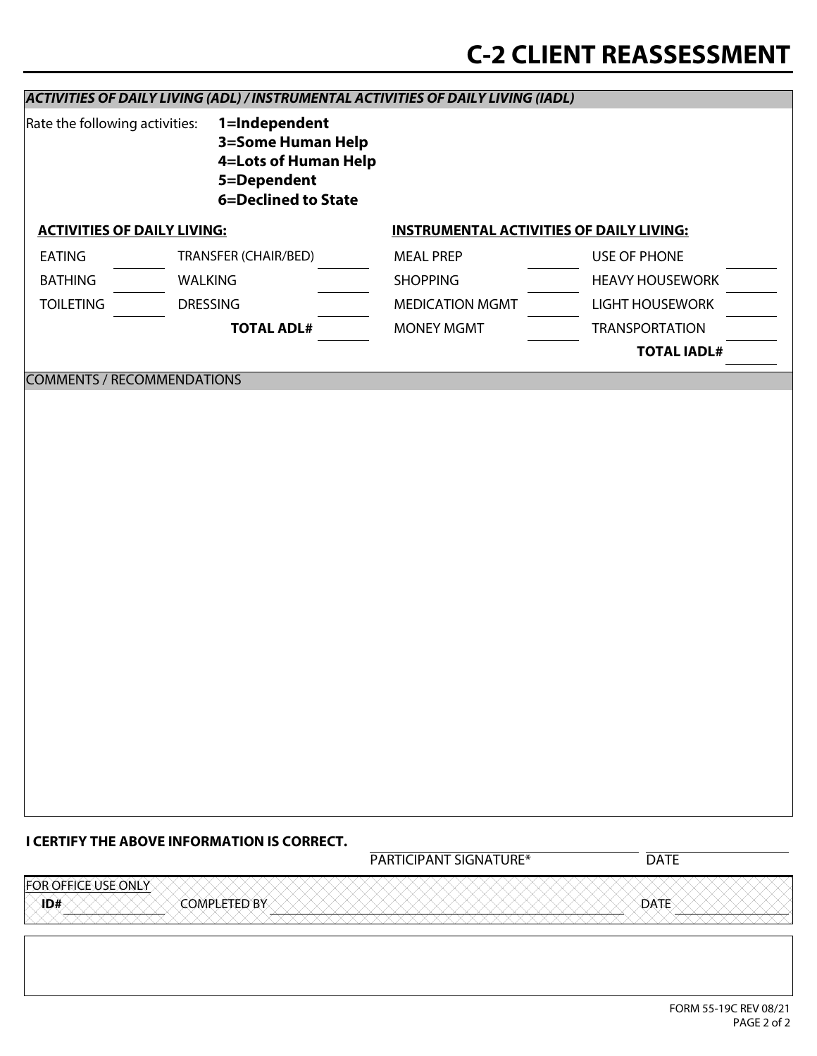# C-2 CLIENT REASSESSMENT

***ACTIVITIES OF DAILY LIVING (ADL) / INSTRUMENTAL ACTIVITIES OF DAILY LIVING (IADL)***

Rate the following activities: **1=Independent**
**3=Some Human Help**
**4=Lots of Human Help**
**5=Dependent**
**6=Declined to State**

| ACTIVITIES OF DAILY LIVING: | | | | INSTRUMENTAL ACTIVITIES OF DAILY LIVING: | | | |
|---|---|---|---|---|---|---|---|
| EATING | ______ | TRANSFER (CHAIR/BED) | ______ | MEAL PREP | ______ | USE OF PHONE | ______ |
| BATHING | ______ | WALKING | ______ | SHOPPING | ______ | HEAVY HOUSEWORK | ______ |
| TOILETING | ______ | DRESSING | ______ | MEDICATION MGMT | ______ | LIGHT HOUSEWORK | ______ |
| | | **TOTAL ADL#** | ______ | MONEY MGMT | ______ | TRANSPORTATION | ______ |
| | | | | | | **TOTAL IADL#** | ______ |

COMMENTS / RECOMMENDATIONS

**I CERTIFY THE ABOVE INFORMATION IS CORRECT.**

PARTICIPANT SIGNATURE* ____________________ DATE __________

FOR OFFICE USE ONLY

**ID#** __________ COMPLETED BY ____________________ DATE __________

FORM 55-19C REV 08/21